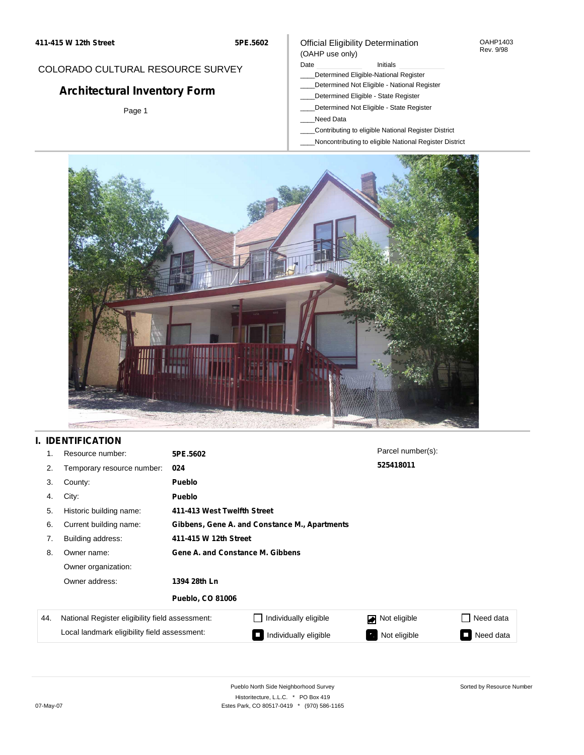411-415 W 12th Street 5PE.5602

COLORADO CULTURAL RESOURCE SURVEY

# Architectural Inventory Form

Page 1

Official Eligibility Determination
(OAHP use only)

OAHP1403
Rev. 9/98

Date ____________ Initials ____________

____Determined Eligible-National Register
____Determined Not Eligible - National Register
____Determined Eligible - State Register
____Determined Not Eligible - State Register
____Need Data
____Contributing to eligible National Register District
____Noncontributing to eligible National Register District

## I. IDENTIFICATION

1. Resource number: **5PE.5602**
2. Temporary resource number: **024**
3. County: **Pueblo**
4. City: **Pueblo**
5. Historic building name: **411-413 West Twelfth Street**
6. Current building name: **Gibbens, Gene A. and Constance M., Apartments**
7. Building address: **411-415 W 12th Street**
8. Owner name: **Gene A. and Constance M. Gibbens**
   Owner organization:
   Owner address: **1394 28th Ln**
   **Pueblo, CO 81006**

Parcel number(s): **525418011**

| 44. | National Register eligibility field assessment: | ☐ Individually eligible | ☑ Not eligible | ☐ Need data |
|---|---|---|---|---|
| | Local landmark eligibility field assessment: | ■ Individually eligible | ■ Not eligible | ■ Need data |

Pueblo North Side Neighborhood Survey
Historitecture, L.L.C. * PO Box 419
Estes Park, CO 80517-0419 * (970) 586-1165

Sorted by Resource Number

07-May-07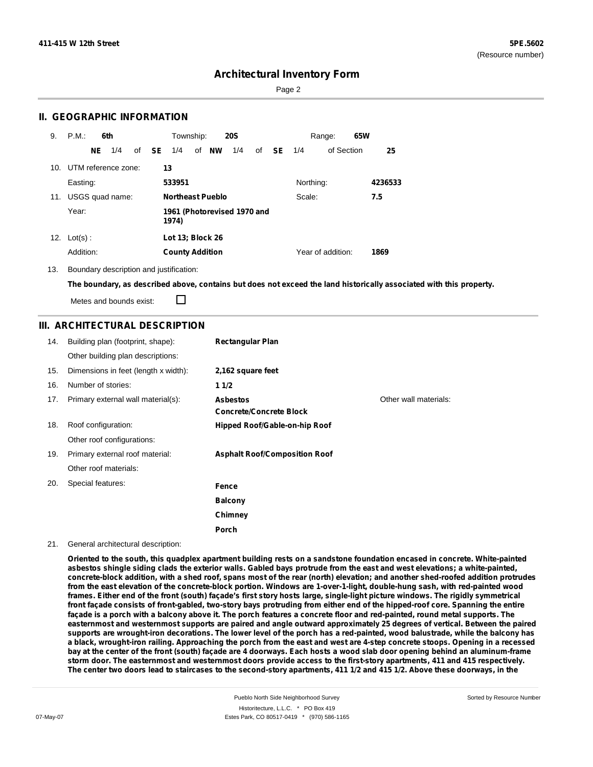# Architectural Inventory Form

## II. GEOGRAPHIC INFORMATION

9. P.M.: **6th** Township: **20S** Range: **65W**

**NE** 1/4 of **SE** 1/4 of **NW** 1/4 of **SE** 1/4 of Section **25**

10. UTM reference zone: **13**

Easting: **533951** Northing: **4236533**

11. USGS quad name: **Northeast Pueblo** Scale: **7.5**

Year: **1961 (Photorevised 1970 and 1974)**

12. Lot(s) : **Lot 13; Block 26**

Addition: **County Addition** Year of addition: **1869**

13. Boundary description and justification:

**The boundary, as described above, contains but does not exceed the land historically associated with this property.**

Metes and bounds exist: ☐

## III. ARCHITECTURAL DESCRIPTION

14. Building plan (footprint, shape): **Rectangular Plan**

Other building plan descriptions:

15. Dimensions in feet (length x width): **2,162 square feet**

16. Number of stories: **1 1/2**

17. Primary external wall material(s): **Asbestos**, **Concrete/Concrete Block** Other wall materials:

18. Roof configuration: **Hipped Roof/Gable-on-hip Roof**

Other roof configurations:

19. Primary external roof material: **Asphalt Roof/Composition Roof**

Other roof materials:

20. Special features: **Fence**, **Balcony**, **Chimney**, **Porch**

21. General architectural description:

**Oriented to the south, this quadplex apartment building rests on a sandstone foundation encased in concrete. White-painted asbestos shingle siding clads the exterior walls. Gabled bays protrude from the east and west elevations; a white-painted, concrete-block addition, with a shed roof, spans most of the rear (north) elevation; and another shed-roofed addition protrudes from the east elevation of the concrete-block portion. Windows are 1-over-1-light, double-hung sash, with red-painted wood frames. Either end of the front (south) façade's first story hosts large, single-light picture windows. The rigidly symmetrical front façade consists of front-gabled, two-story bays protruding from either end of the hipped-roof core. Spanning the entire façade is a porch with a balcony above it. The porch features a concrete floor and red-painted, round metal supports. The easternmost and westernmost supports are paired and angle outward approximately 25 degrees of vertical. Between the paired supports are wrought-iron decorations. The lower level of the porch has a red-painted, wood balustrade, while the balcony has a black, wrought-iron railing. Approaching the porch from the east and west are 4-step concrete stoops. Opening in a recessed bay at the center of the front (south) façade are 4 doorways. Each hosts a wood slab door opening behind an aluminum-frame storm door. The easternmost and westernmost doors provide access to the first-story apartments, 411 and 415 respectively. The center two doors lead to staircases to the second-story apartments, 411 1/2 and 415 1/2. Above these doorways, in the**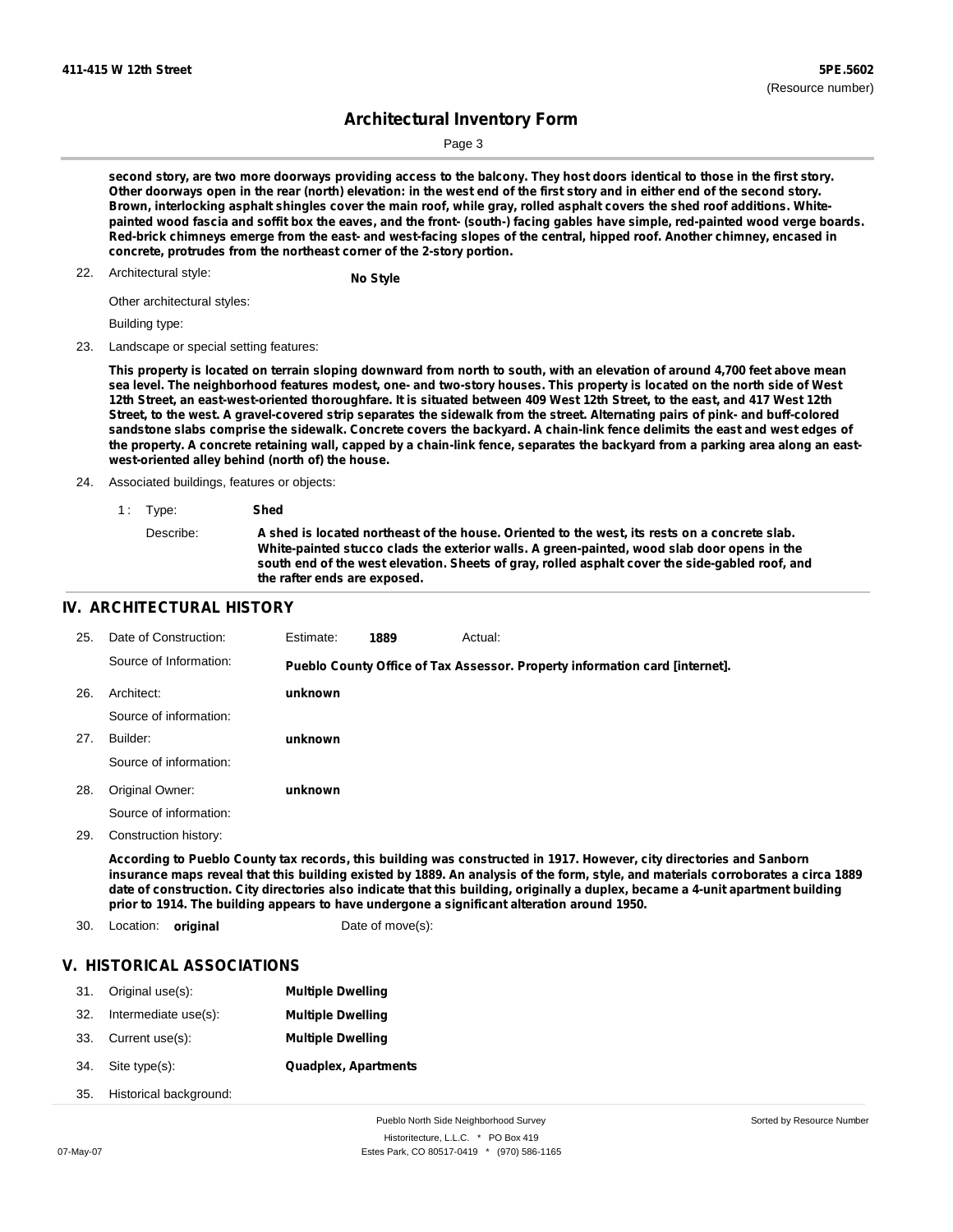second story, are two more doorways providing access to the balcony. They host doors identical to those in the first story. Other doorways open in the rear (north) elevation: in the west end of the first story and in either end of the second story. Brown, interlocking asphalt shingles cover the main roof, while gray, rolled asphalt covers the shed roof additions. White-painted wood fascia and soffit box the eaves, and the front- (south-) facing gables have simple, red-painted wood verge boards. Red-brick chimneys emerge from the east- and west-facing slopes of the central, hipped roof. Another chimney, encased in concrete, protrudes from the northeast corner of the 2-story portion.

22. Architectural style: **No Style**

Other architectural styles:

Building type:

23. Landscape or special setting features:

**This property is located on terrain sloping downward from north to south, with an elevation of around 4,700 feet above mean sea level. The neighborhood features modest, one- and two-story houses. This property is located on the north side of West 12th Street, an east-west-oriented thoroughfare. It is situated between 409 West 12th Street, to the east, and 417 West 12th Street, to the west. A gravel-covered strip separates the sidewalk from the street. Alternating pairs of pink- and buff-colored sandstone slabs comprise the sidewalk. Concrete covers the backyard. A chain-link fence delimits the east and west edges of the property. A concrete retaining wall, capped by a chain-link fence, separates the backyard from a parking area along an east-west-oriented alley behind (north of) the house.**

24. Associated buildings, features or objects:

1 : Type: **Shed**

Describe: **A shed is located northeast of the house. Oriented to the west, its rests on a concrete slab. White-painted stucco clads the exterior walls. A green-painted, wood slab door opens in the south end of the west elevation. Sheets of gray, rolled asphalt cover the side-gabled roof, and the rafter ends are exposed.**

## IV. ARCHITECTURAL HISTORY

25. Date of Construction: Estimate: **1889** Actual:

Source of Information: **Pueblo County Office of Tax Assessor. Property information card [internet].**

26. Architect: **unknown**

Source of information:

27. Builder: **unknown**

Source of information:

28. Original Owner: **unknown**

Source of information:

29. Construction history:

**According to Pueblo County tax records, this building was constructed in 1917. However, city directories and Sanborn insurance maps reveal that this building existed by 1889. An analysis of the form, style, and materials corroborates a circa 1889 date of construction. City directories also indicate that this building, originally a duplex, became a 4-unit apartment building prior to 1914. The building appears to have undergone a significant alteration around 1950.**

30. Location: **original** Date of move(s):

## V. HISTORICAL ASSOCIATIONS

31. Original use(s): **Multiple Dwelling**
32. Intermediate use(s): **Multiple Dwelling**
33. Current use(s): **Multiple Dwelling**
34. Site type(s): **Quadplex, Apartments**
35. Historical background: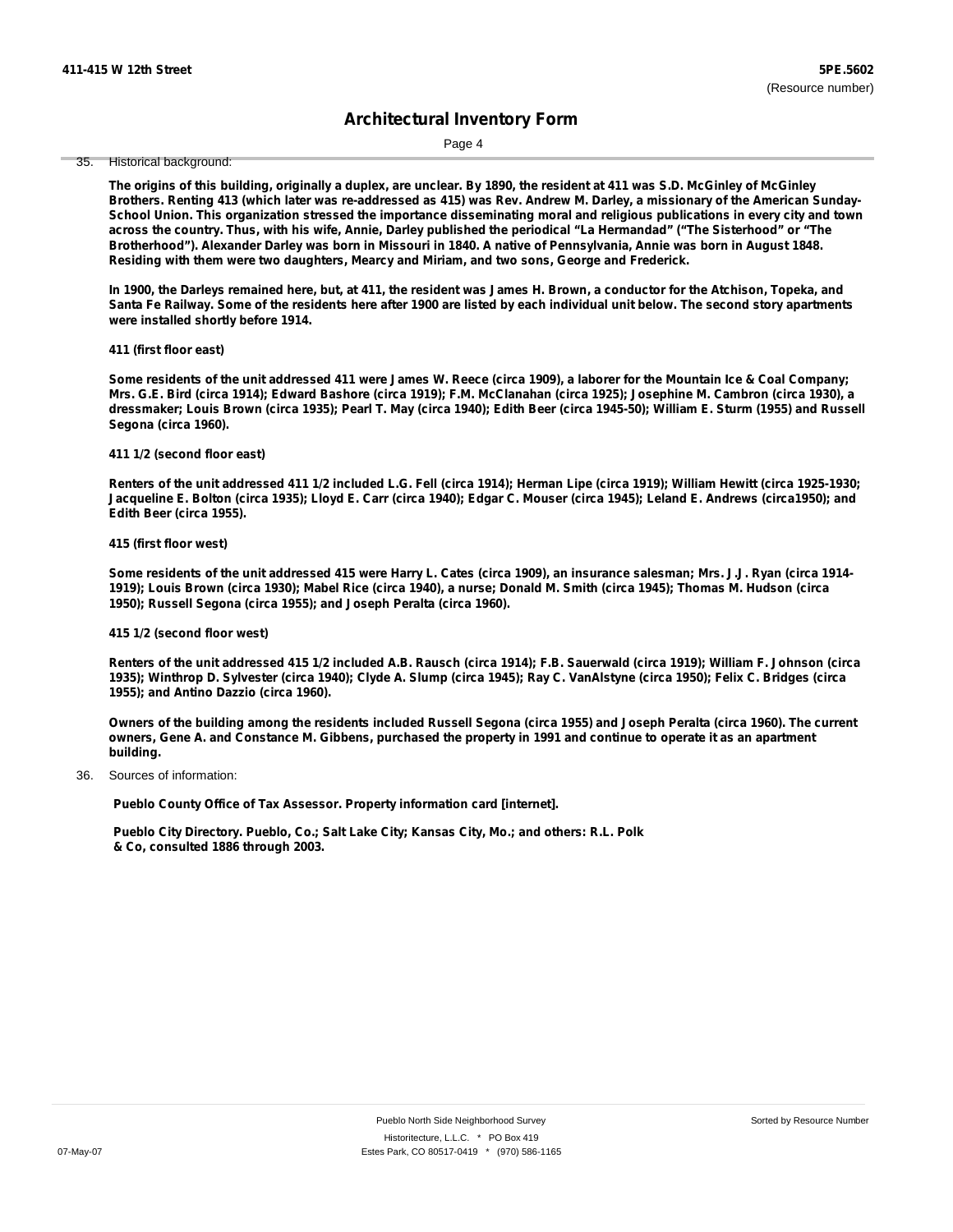35. Historical background:

**The origins of this building, originally a duplex, are unclear. By 1890, the resident at 411 was S.D. McGinley of McGinley Brothers. Renting 413 (which later was re-addressed as 415) was Rev. Andrew M. Darley, a missionary of the American Sunday-School Union. This organization stressed the importance disseminating moral and religious publications in every city and town across the country. Thus, with his wife, Annie, Darley published the periodical "La Hermandad" ("The Sisterhood" or "The Brotherhood"). Alexander Darley was born in Missouri in 1840. A native of Pennsylvania, Annie was born in August 1848. Residing with them were two daughters, Mearcy and Miriam, and two sons, George and Frederick.**

**In 1900, the Darleys remained here, but, at 411, the resident was James H. Brown, a conductor for the Atchison, Topeka, and Santa Fe Railway. Some of the residents here after 1900 are listed by each individual unit below. The second story apartments were installed shortly before 1914.**

**411 (first floor east)**

**Some residents of the unit addressed 411 were James W. Reece (circa 1909), a laborer for the Mountain Ice & Coal Company; Mrs. G.E. Bird (circa 1914); Edward Bashore (circa 1919); F.M. McClanahan (circa 1925); Josephine M. Cambron (circa 1930), a dressmaker; Louis Brown (circa 1935); Pearl T. May (circa 1940); Edith Beer (circa 1945-50); William E. Sturm (1955) and Russell Segona (circa 1960).**

**411 1/2 (second floor east)**

**Renters of the unit addressed 411 1/2 included L.G. Fell (circa 1914); Herman Lipe (circa 1919); William Hewitt (circa 1925-1930; Jacqueline E. Bolton (circa 1935); Lloyd E. Carr (circa 1940); Edgar C. Mouser (circa 1945); Leland E. Andrews (circa1950); and Edith Beer (circa 1955).**

**415 (first floor west)**

**Some residents of the unit addressed 415 were Harry L. Cates (circa 1909), an insurance salesman; Mrs. J.J. Ryan (circa 1914-1919); Louis Brown (circa 1930); Mabel Rice (circa 1940), a nurse; Donald M. Smith (circa 1945); Thomas M. Hudson (circa 1950); Russell Segona (circa 1955); and Joseph Peralta (circa 1960).**

**415 1/2 (second floor west)**

**Renters of the unit addressed 415 1/2 included A.B. Rausch (circa 1914); F.B. Sauerwald (circa 1919); William F. Johnson (circa 1935); Winthrop D. Sylvester (circa 1940); Clyde A. Slump (circa 1945); Ray C. VanAlstyne (circa 1950); Felix C. Bridges (circa 1955); and Antino Dazzio (circa 1960).**

**Owners of the building among the residents included Russell Segona (circa 1955) and Joseph Peralta (circa 1960). The current owners, Gene A. and Constance M. Gibbens, purchased the property in 1991 and continue to operate it as an apartment building.**

36. Sources of information:

**Pueblo County Office of Tax Assessor. Property information card [internet].**

**Pueblo City Directory. Pueblo, Co.; Salt Lake City; Kansas City, Mo.; and others: R.L. Polk & Co, consulted 1886 through 2003.**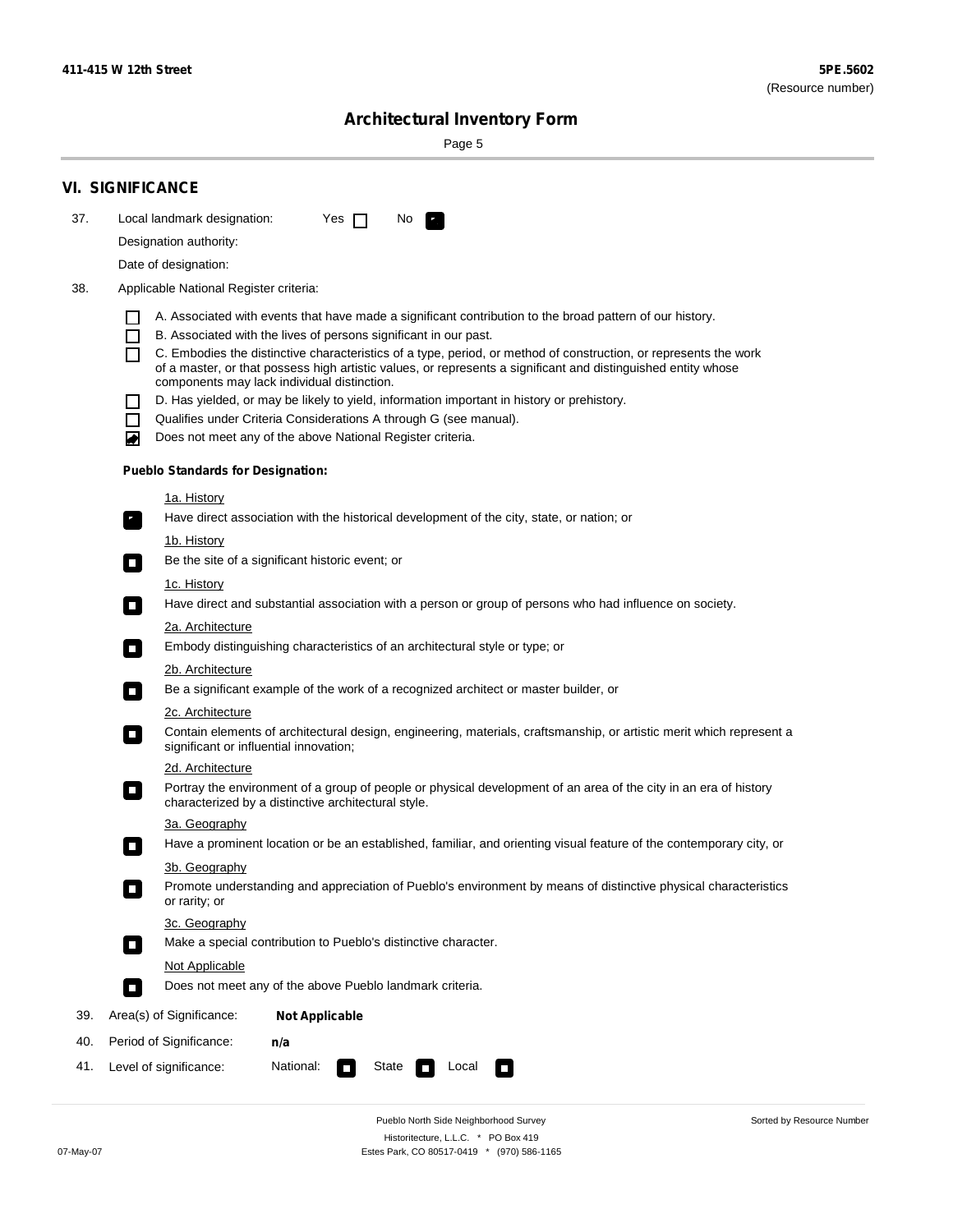411-415 W 12th Street

**5PE.5602**
(Resource number)

## Architectural Inventory Form

## VI. SIGNIFICANCE

37. Local landmark designation: Yes ☐ No ☑

Designation authority:

Date of designation:

38. Applicable National Register criteria:

- ☐ A. Associated with events that have made a significant contribution to the broad pattern of our history.
- ☐ B. Associated with the lives of persons significant in our past.
- ☐ C. Embodies the distinctive characteristics of a type, period, or method of construction, or represents the work of a master, or that possess high artistic values, or represents a significant and distinguished entity whose components may lack individual distinction.
- ☐ D. Has yielded, or may be likely to yield, information important in history or prehistory.
- ☐ Qualifies under Criteria Considerations A through G (see manual).
- ☑ Does not meet any of the above National Register criteria.

**Pueblo Standards for Designation:**

1a. History
☑ Have direct association with the historical development of the city, state, or nation; or

1b. History
☐ Be the site of a significant historic event; or

1c. History
☐ Have direct and substantial association with a person or group of persons who had influence on society.

2a. Architecture
☐ Embody distinguishing characteristics of an architectural style or type; or

2b. Architecture
☐ Be a significant example of the work of a recognized architect or master builder, or

2c. Architecture
☐ Contain elements of architectural design, engineering, materials, craftsmanship, or artistic merit which represent a significant or influential innovation;

2d. Architecture
☐ Portray the environment of a group of people or physical development of an area of the city in an era of history characterized by a distinctive architectural style.

3a. Geography
☐ Have a prominent location or be an established, familiar, and orienting visual feature of the contemporary city, or

3b. Geography
☐ Promote understanding and appreciation of Pueblo's environment by means of distinctive physical characteristics or rarity; or

3c. Geography
☐ Make a special contribution to Pueblo's distinctive character.

Not Applicable
☐ Does not meet any of the above Pueblo landmark criteria.

39. Area(s) of Significance: **Not Applicable**

40. Period of Significance: **n/a**

41. Level of significance: National: ☐ State ☐ Local ☐

Pueblo North Side Neighborhood Survey
Historitecture, L.L.C. * PO Box 419
Estes Park, CO 80517-0419 * (970) 586-1165

07-May-07

Sorted by Resource Number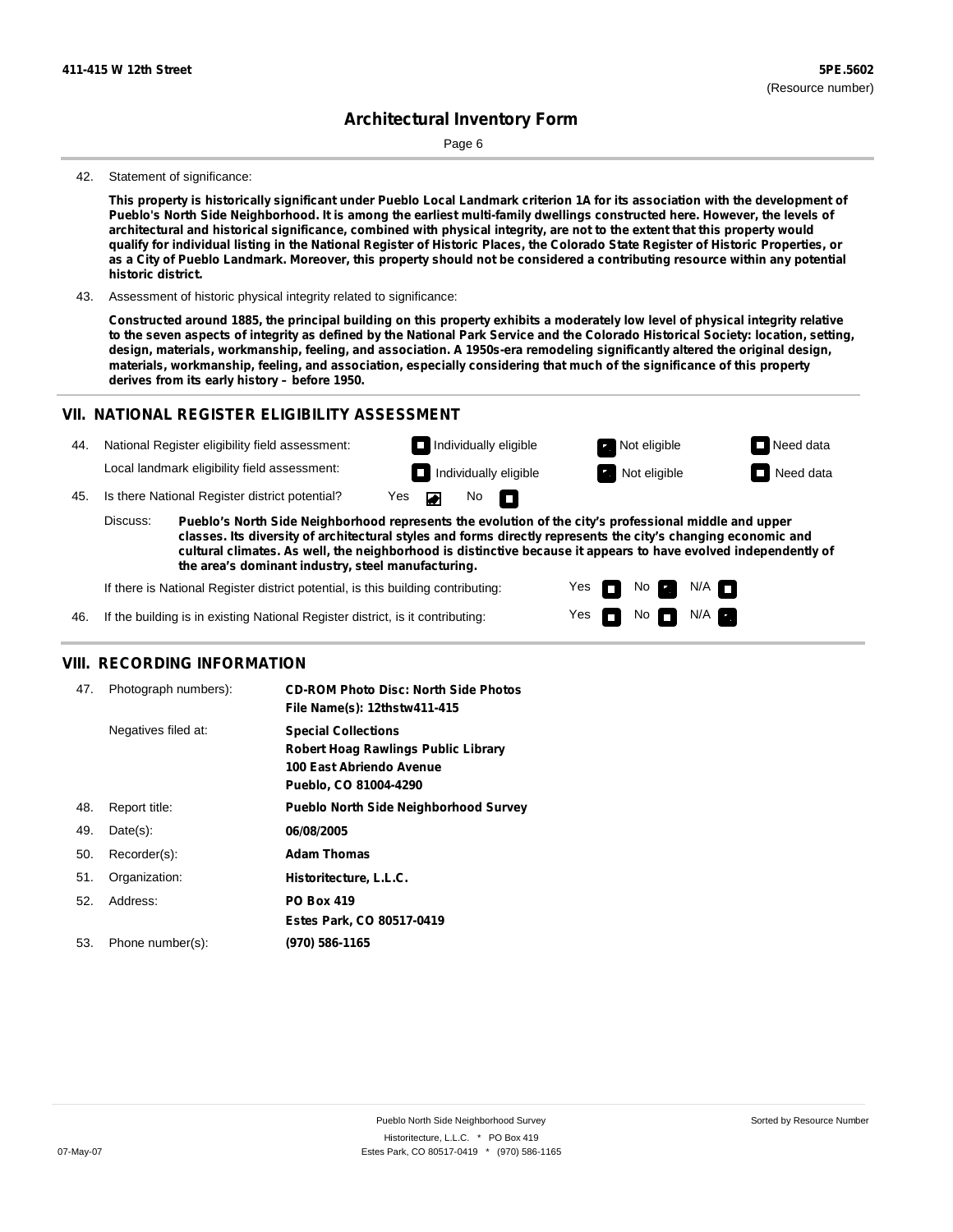42. Statement of significance:

**This property is historically significant under Pueblo Local Landmark criterion 1A for its association with the development of Pueblo's North Side Neighborhood. It is among the earliest multi-family dwellings constructed here. However, the levels of architectural and historical significance, combined with physical integrity, are not to the extent that this property would qualify for individual listing in the National Register of Historic Places, the Colorado State Register of Historic Properties, or as a City of Pueblo Landmark. Moreover, this property should not be considered a contributing resource within any potential historic district.**

43. Assessment of historic physical integrity related to significance:

**Constructed around 1885, the principal building on this property exhibits a moderately low level of physical integrity relative to the seven aspects of integrity as defined by the National Park Service and the Colorado Historical Society: location, setting, design, materials, workmanship, feeling, and association. A 1950s-era remodeling significantly altered the original design, materials, workmanship, feeling, and association, especially considering that much of the significance of this property derives from its early history – before 1950.**

## VII. NATIONAL REGISTER ELIGIBILITY ASSESSMENT

44. National Register eligibility field assessment: ☐ Individually eligible ☒ Not eligible ☐ Need data

Local landmark eligibility field assessment: ☐ Individually eligible ☒ Not eligible ☐ Need data

45. Is there National Register district potential? Yes ☒ No ☐

Discuss: **Pueblo's North Side Neighborhood represents the evolution of the city's professional middle and upper classes. Its diversity of architectural styles and forms directly represents the city's changing economic and cultural climates. As well, the neighborhood is distinctive because it appears to have evolved independently of the area's dominant industry, steel manufacturing.**

If there is National Register district potential, is this building contributing: Yes ☐ No ☒ N/A ☐

46. If the building is in existing National Register district, is it contributing: Yes ☐ No ☐ N/A ☒

## VIII. RECORDING INFORMATION

| | | |
|---|---|---|
| 47. | Photograph numbers): | **CD-ROM Photo Disc: North Side Photos**<br>**File Name(s): 12thstw411-415** |
| | Negatives filed at: | **Special Collections**<br>**Robert Hoag Rawlings Public Library**<br>**100 East Abriendo Avenue**<br>**Pueblo, CO 81004-4290** |
| 48. | Report title: | **Pueblo North Side Neighborhood Survey** |
| 49. | Date(s): | **06/08/2005** |
| 50. | Recorder(s): | **Adam Thomas** |
| 51. | Organization: | **Historitecture, L.L.C.** |
| 52. | Address: | **PO Box 419**<br>**Estes Park, CO 80517-0419** |
| 53. | Phone number(s): | **(970) 586-1165** |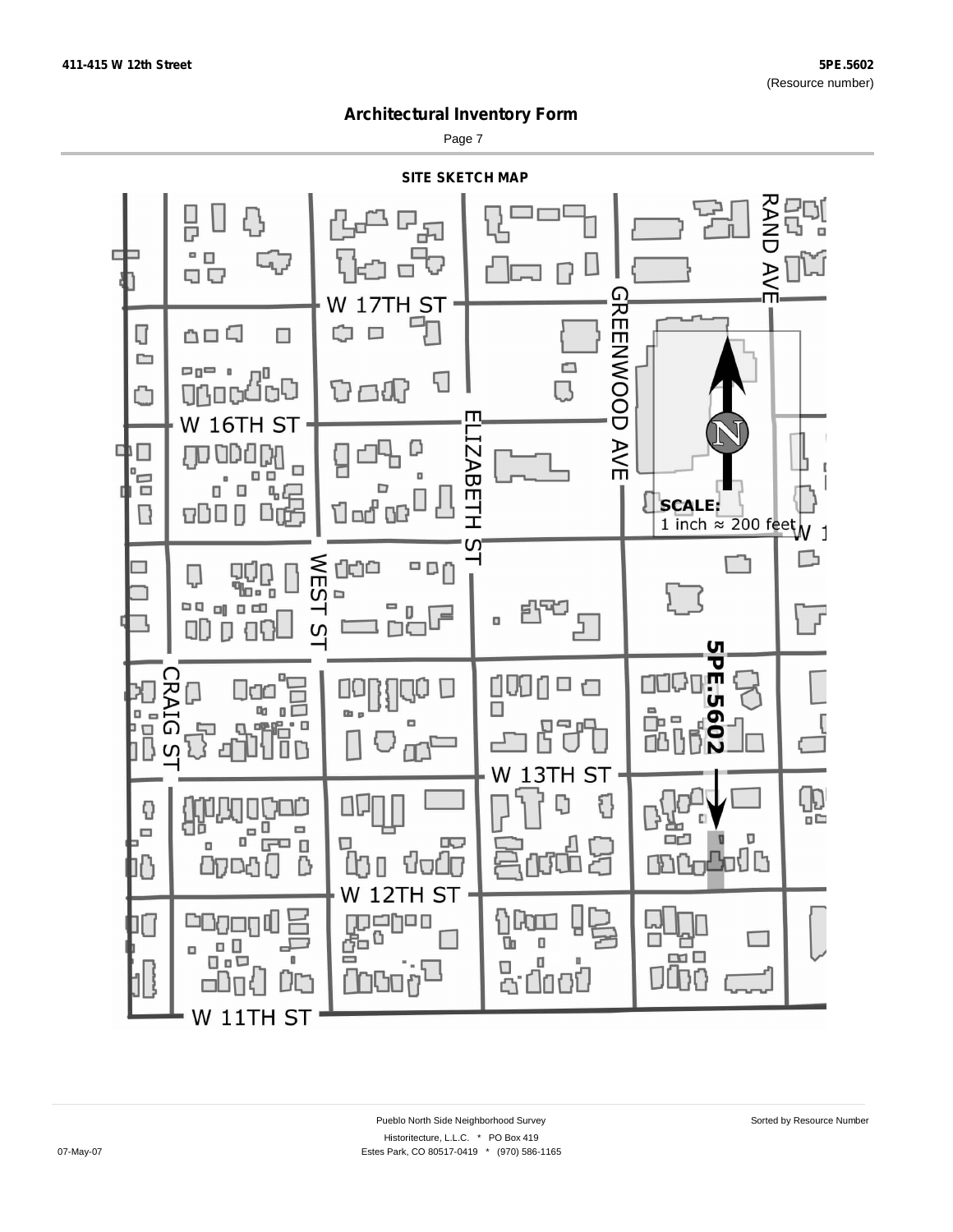## Architectural Inventory Form

### SITE SKETCH MAP

W 17TH ST

W 16TH ST

W 13TH ST

W 12TH ST

W 11TH ST

RAND AVE

GREENWOOD AVE

ELIZABETH ST

WEST ST

CRAIG ST

5PE.5602

N

SCALE:
1 inch ≈ 200 feet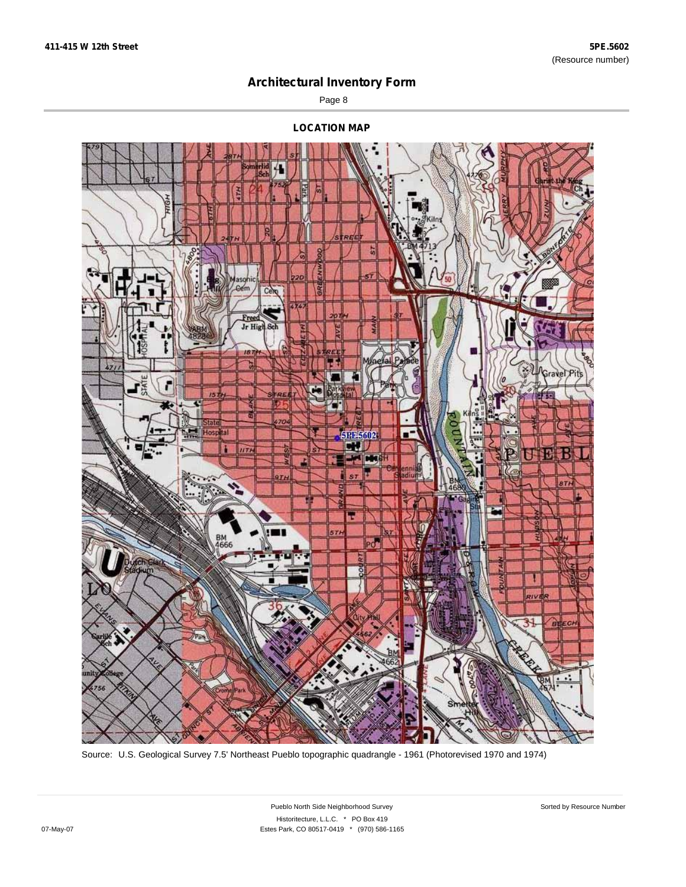## LOCATION MAP

Source: U.S. Geological Survey 7.5' Northeast Pueblo topographic quadrangle - 1961 (Photorevised 1970 and 1974)